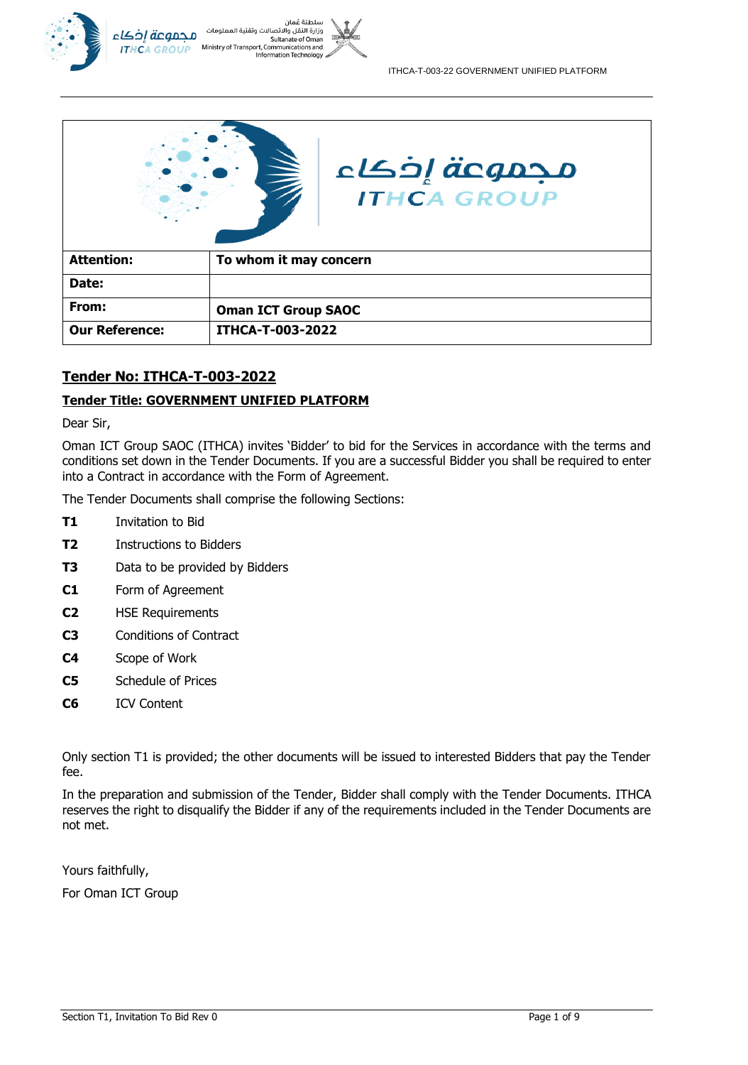| Attention: | To whom it may concern |
|---|---|
| Date: | |
| From: | Oman ICT Group SAOC |
| Our Reference: | ITHCA-T-003-2022 |

## Tender No: ITHCA-T-003-2022

### Tender Title: GOVERNMENT UNIFIED PLATFORM

Dear Sir,

Oman ICT Group SAOC (ITHCA) invites 'Bidder' to bid for the Services in accordance with the terms and conditions set down in the Tender Documents. If you are a successful Bidder you shall be required to enter into a Contract in accordance with the Form of Agreement.

The Tender Documents shall comprise the following Sections:

**T1** Invitation to Bid

**T2** Instructions to Bidders

**T3** Data to be provided by Bidders

**C1** Form of Agreement

**C2** HSE Requirements

**C3** Conditions of Contract

**C4** Scope of Work

**C5** Schedule of Prices

**C6** ICV Content

Only section T1 is provided; the other documents will be issued to interested Bidders that pay the Tender fee.

In the preparation and submission of the Tender, Bidder shall comply with the Tender Documents. ITHCA reserves the right to disqualify the Bidder if any of the requirements included in the Tender Documents are not met.

Yours faithfully,

For Oman ICT Group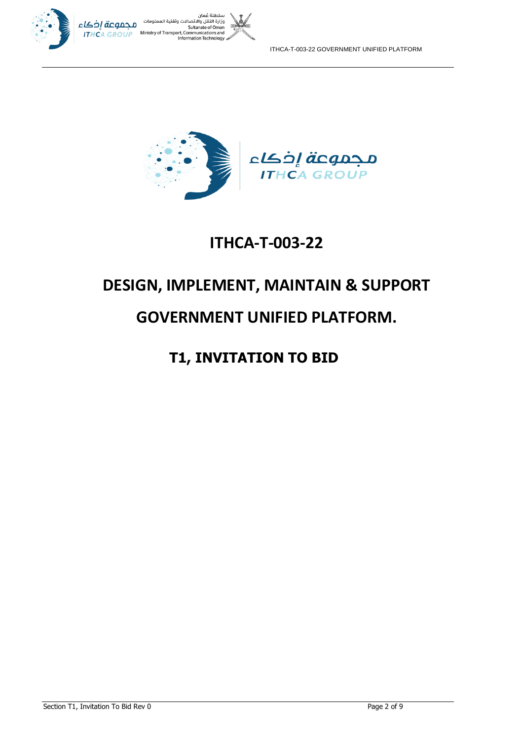# ITHCA-T-003-22

# DESIGN, IMPLEMENT, MAINTAIN & SUPPORT

# GOVERNMENT UNIFIED PLATFORM.

## T1, INVITATION TO BID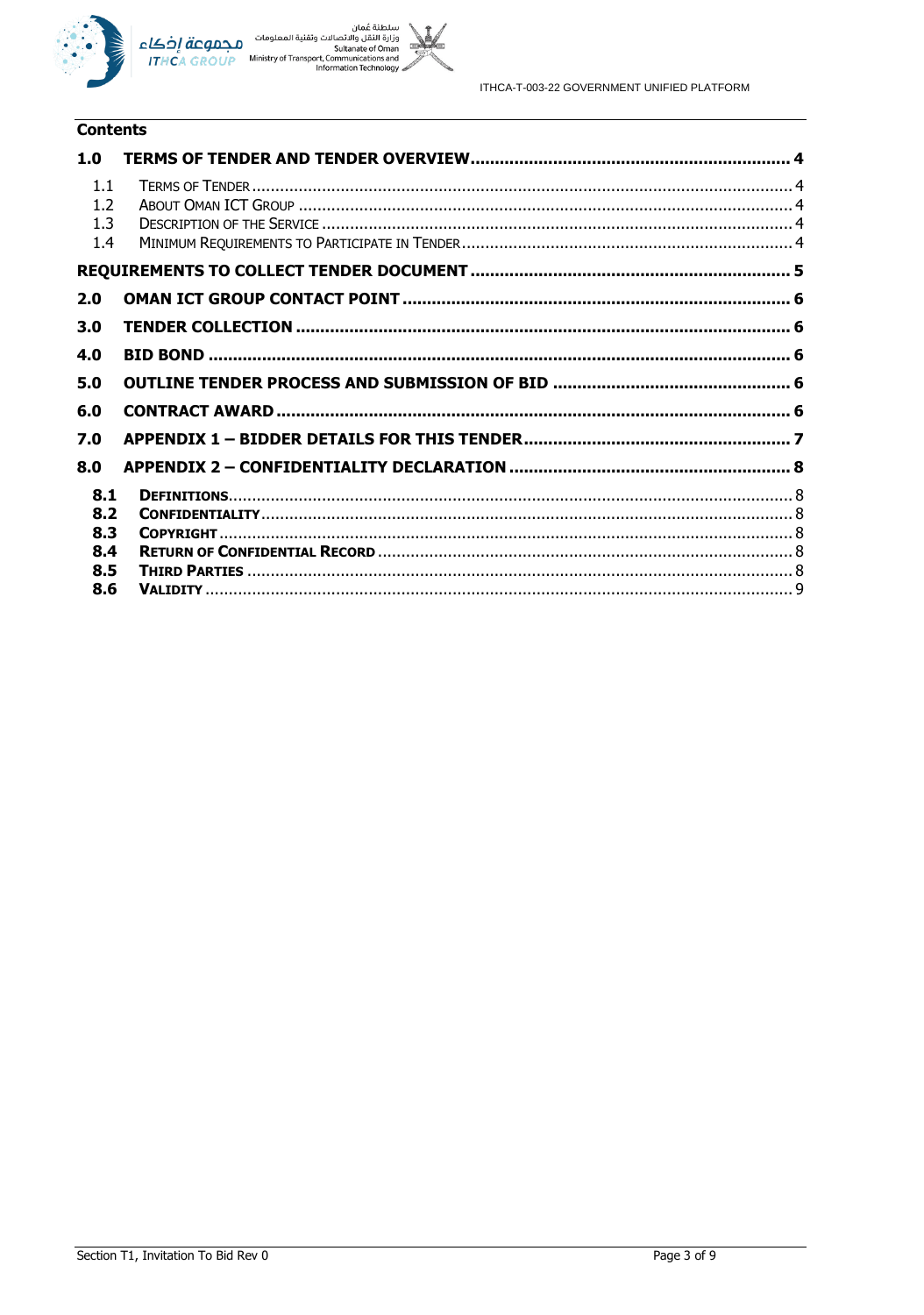**Contents**

**1.0 TERMS OF TENDER AND TENDER OVERVIEW ... 4**

- 1.1 Terms of Tender ... 4
- 1.2 About Oman ICT Group ... 4
- 1.3 Description of the Service ... 4
- 1.4 Minimum Requirements to Participate in Tender ... 4

**REQUIREMENTS TO COLLECT TENDER DOCUMENT ... 5**

**2.0 OMAN ICT GROUP CONTACT POINT ... 6**

**3.0 TENDER COLLECTION ... 6**

**4.0 BID BOND ... 6**

**5.0 OUTLINE TENDER PROCESS AND SUBMISSION OF BID ... 6**

**6.0 CONTRACT AWARD ... 6**

**7.0 APPENDIX 1 – BIDDER DETAILS FOR THIS TENDER ... 7**

**8.0 APPENDIX 2 – CONFIDENTIALITY DECLARATION ... 8**

- **8.1 Definitions** ... 8
- **8.2 Confidentiality** ... 8
- **8.3 Copyright** ... 8
- **8.4 Return of Confidential Record** ... 8
- **8.5 Third Parties** ... 8
- **8.6 Validity** ... 9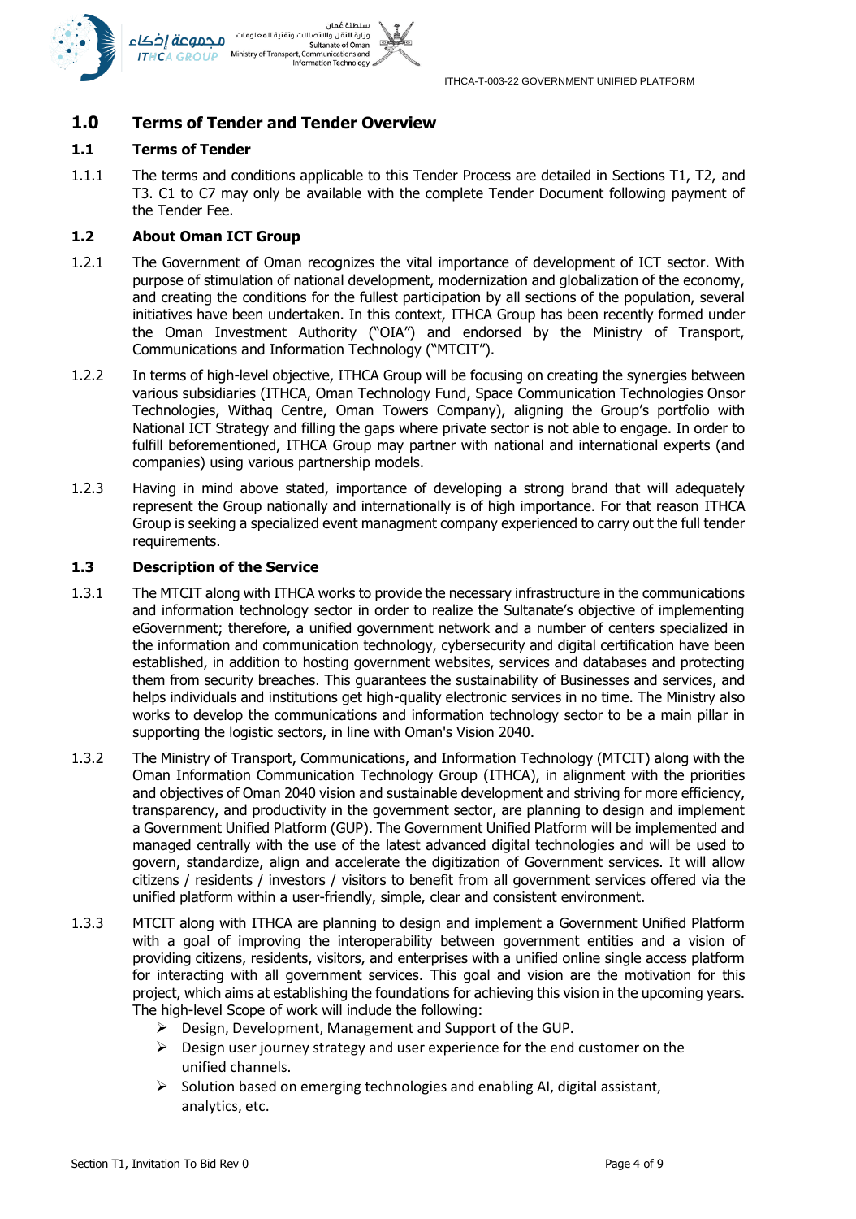## 1.0 Terms of Tender and Tender Overview

### 1.1 Terms of Tender

1.1.1 The terms and conditions applicable to this Tender Process are detailed in Sections T1, T2, and T3. C1 to C7 may only be available with the complete Tender Document following payment of the Tender Fee.

### 1.2 About Oman ICT Group

1.2.1 The Government of Oman recognizes the vital importance of development of ICT sector. With purpose of stimulation of national development, modernization and globalization of the economy, and creating the conditions for the fullest participation by all sections of the population, several initiatives have been undertaken. In this context, ITHCA Group has been recently formed under the Oman Investment Authority ("OIA") and endorsed by the Ministry of Transport, Communications and Information Technology ("MTCIT").

1.2.2 In terms of high-level objective, ITHCA Group will be focusing on creating the synergies between various subsidiaries (ITHCA, Oman Technology Fund, Space Communication Technologies Onsor Technologies, Withaq Centre, Oman Towers Company), aligning the Group's portfolio with National ICT Strategy and filling the gaps where private sector is not able to engage. In order to fulfill beforementioned, ITHCA Group may partner with national and international experts (and companies) using various partnership models.

1.2.3 Having in mind above stated, importance of developing a strong brand that will adequately represent the Group nationally and internationally is of high importance. For that reason ITHCA Group is seeking a specialized event managment company experienced to carry out the full tender requirements.

### 1.3 Description of the Service

1.3.1 The MTCIT along with ITHCA works to provide the necessary infrastructure in the communications and information technology sector in order to realize the Sultanate's objective of implementing eGovernment; therefore, a unified government network and a number of centers specialized in the information and communication technology, cybersecurity and digital certification have been established, in addition to hosting government websites, services and databases and protecting them from security breaches. This guarantees the sustainability of Businesses and services, and helps individuals and institutions get high-quality electronic services in no time. The Ministry also works to develop the communications and information technology sector to be a main pillar in supporting the logistic sectors, in line with Oman's Vision 2040.

1.3.2 The Ministry of Transport, Communications, and Information Technology (MTCIT) along with the Oman Information Communication Technology Group (ITHCA), in alignment with the priorities and objectives of Oman 2040 vision and sustainable development and striving for more efficiency, transparency, and productivity in the government sector, are planning to design and implement a Government Unified Platform (GUP). The Government Unified Platform will be implemented and managed centrally with the use of the latest advanced digital technologies and will be used to govern, standardize, align and accelerate the digitization of Government services. It will allow citizens / residents / investors / visitors to benefit from all government services offered via the unified platform within a user-friendly, simple, clear and consistent environment.

1.3.3 MTCIT along with ITHCA are planning to design and implement a Government Unified Platform with a goal of improving the interoperability between government entities and a vision of providing citizens, residents, visitors, and enterprises with a unified online single access platform for interacting with all government services. This goal and vision are the motivation for this project, which aims at establishing the foundations for achieving this vision in the upcoming years. The high-level Scope of work will include the following:

- Design, Development, Management and Support of the GUP.
- Design user journey strategy and user experience for the end customer on the unified channels.
- Solution based on emerging technologies and enabling AI, digital assistant, analytics, etc.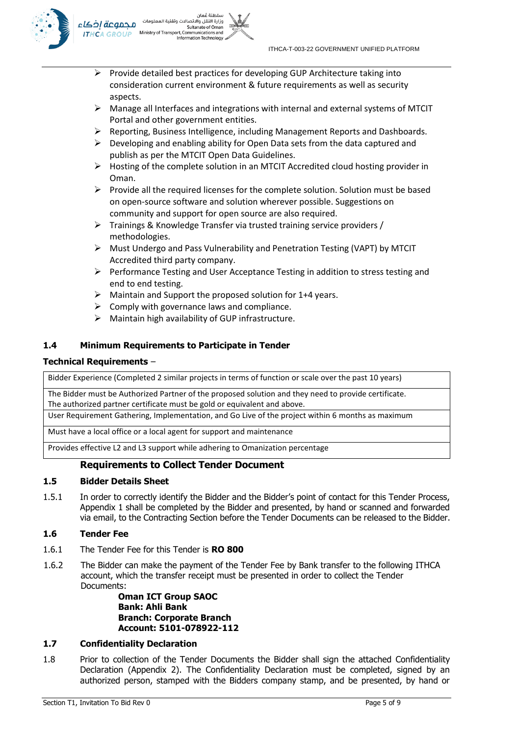- Provide detailed best practices for developing GUP Architecture taking into consideration current environment & future requirements as well as security aspects.
- Manage all Interfaces and integrations with internal and external systems of MTCIT Portal and other government entities.
- Reporting, Business Intelligence, including Management Reports and Dashboards.
- Developing and enabling ability for Open Data sets from the data captured and publish as per the MTCIT Open Data Guidelines.
- Hosting of the complete solution in an MTCIT Accredited cloud hosting provider in Oman.
- Provide all the required licenses for the complete solution. Solution must be based on open-source software and solution wherever possible. Suggestions on community and support for open source are also required.
- Trainings & Knowledge Transfer via trusted training service providers / methodologies.
- Must Undergo and Pass Vulnerability and Penetration Testing (VAPT) by MTCIT Accredited third party company.
- Performance Testing and User Acceptance Testing in addition to stress testing and end to end testing.
- Maintain and Support the proposed solution for 1+4 years.
- Comply with governance laws and compliance.
- Maintain high availability of GUP infrastructure.

## 1.4 Minimum Requirements to Participate in Tender

**Technical Requirements** –

| |
|---|
| Bidder Experience (Completed 2 similar projects in terms of function or scale over the past 10 years) |
| The Bidder must be Authorized Partner of the proposed solution and they need to provide certificate. The authorized partner certificate must be gold or equivalent and above. |
| User Requirement Gathering, Implementation, and Go Live of the project within 6 months as maximum |
| Must have a local office or a local agent for support and maintenance |
| Provides effective L2 and L3 support while adhering to Omanization percentage |

## Requirements to Collect Tender Document

### 1.5 Bidder Details Sheet

1.5.1 In order to correctly identify the Bidder and the Bidder's point of contact for this Tender Process, Appendix 1 shall be completed by the Bidder and presented, by hand or scanned and forwarded via email, to the Contracting Section before the Tender Documents can be released to the Bidder.

### 1.6 Tender Fee

1.6.1 The Tender Fee for this Tender is **RO 800**

1.6.2 The Bidder can make the payment of the Tender Fee by Bank transfer to the following ITHCA account, which the transfer receipt must be presented in order to collect the Tender Documents:

**Oman ICT Group SAOC**
**Bank: Ahli Bank**
**Branch: Corporate Branch**
**Account: 5101-078922-112**

### 1.7 Confidentiality Declaration

1.8 Prior to collection of the Tender Documents the Bidder shall sign the attached Confidentiality Declaration (Appendix 2). The Confidentiality Declaration must be completed, signed by an authorized person, stamped with the Bidders company stamp, and be presented, by hand or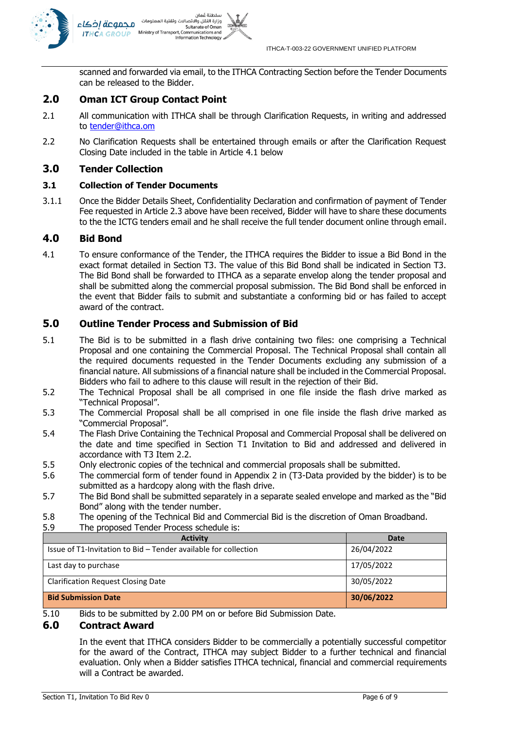scanned and forwarded via email, to the ITHCA Contracting Section before the Tender Documents can be released to the Bidder.

## 2.0 Oman ICT Group Contact Point

2.1 All communication with ITHCA shall be through Clarification Requests, in writing and addressed to tender@ithca.om

2.2 No Clarification Requests shall be entertained through emails or after the Clarification Request Closing Date included in the table in Article 4.1 below

## 3.0 Tender Collection

### 3.1 Collection of Tender Documents

3.1.1 Once the Bidder Details Sheet, Confidentiality Declaration and confirmation of payment of Tender Fee requested in Article 2.3 above have been received, Bidder will have to share these documents to the the ICTG tenders email and he shall receive the full tender document online through email.

## 4.0 Bid Bond

4.1 To ensure conformance of the Tender, the ITHCA requires the Bidder to issue a Bid Bond in the exact format detailed in Section T3. The value of this Bid Bond shall be indicated in Section T3. The Bid Bond shall be forwarded to ITHCA as a separate envelop along the tender proposal and shall be submitted along the commercial proposal submission. The Bid Bond shall be enforced in the event that Bidder fails to submit and substantiate a conforming bid or has failed to accept award of the contract.

## 5.0 Outline Tender Process and Submission of Bid

5.1 The Bid is to be submitted in a flash drive containing two files: one comprising a Technical Proposal and one containing the Commercial Proposal. The Technical Proposal shall contain all the required documents requested in the Tender Documents excluding any submission of a financial nature. All submissions of a financial nature shall be included in the Commercial Proposal. Bidders who fail to adhere to this clause will result in the rejection of their Bid.

5.2 The Technical Proposal shall be all comprised in one file inside the flash drive marked as "Technical Proposal".

5.3 The Commercial Proposal shall be all comprised in one file inside the flash drive marked as "Commercial Proposal".

5.4 The Flash Drive Containing the Technical Proposal and Commercial Proposal shall be delivered on the date and time specified in Section T1 Invitation to Bid and addressed and delivered in accordance with T3 Item 2.2.

5.5 Only electronic copies of the technical and commercial proposals shall be submitted.

5.6 The commercial form of tender found in Appendix 2 in (T3-Data provided by the bidder) is to be submitted as a hardcopy along with the flash drive.

5.7 The Bid Bond shall be submitted separately in a separate sealed envelope and marked as the "Bid Bond" along with the tender number.

5.8 The opening of the Technical Bid and Commercial Bid is the discretion of Oman Broadband.

5.9 The proposed Tender Process schedule is:

| Activity | Date |
|---|---|
| Issue of T1-Invitation to Bid – Tender available for collection | 26/04/2022 |
| Last day to purchase | 17/05/2022 |
| Clarification Request Closing Date | 30/05/2022 |
| **Bid Submission Date** | **30/06/2022** |

5.10 Bids to be submitted by 2.00 PM on or before Bid Submission Date.

## 6.0 Contract Award

In the event that ITHCA considers Bidder to be commercially a potentially successful competitor for the award of the Contract, ITHCA may subject Bidder to a further technical and financial evaluation. Only when a Bidder satisfies ITHCA technical, financial and commercial requirements will a Contract be awarded.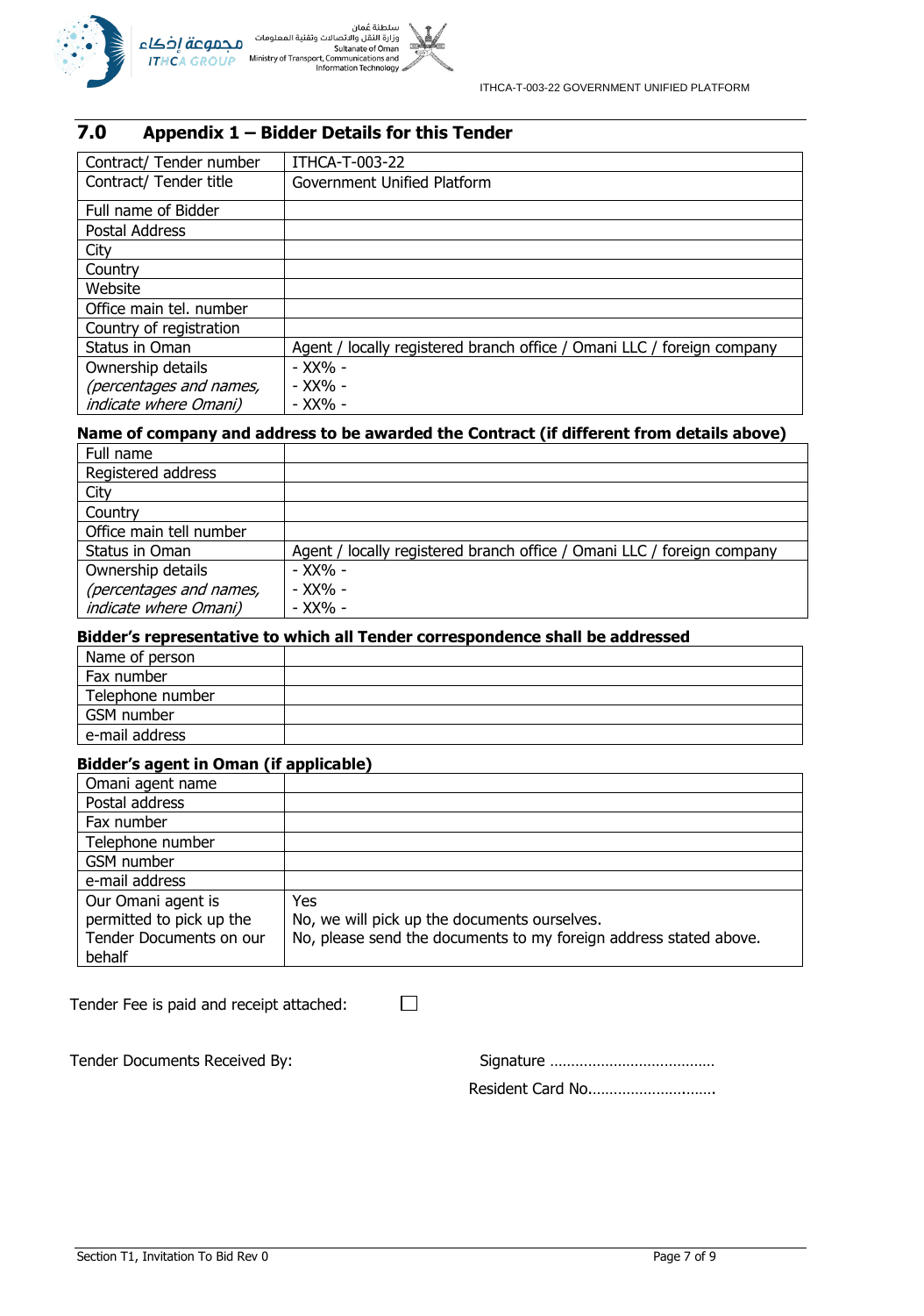## 7.0 Appendix 1 – Bidder Details for this Tender

| Contract/ Tender number | ITHCA-T-003-22 |
|---|---|
| Contract/ Tender title | Government Unified Platform |
| Full name of Bidder | |
| Postal Address | |
| City | |
| Country | |
| Website | |
| Office main tel. number | |
| Country of registration | |
| Status in Oman | Agent / locally registered branch office / Omani LLC / foreign company |
| Ownership details *(percentages and names, indicate where Omani)* | - XX% -<br>- XX% -<br>- XX% - |

**Name of company and address to be awarded the Contract (if different from details above)**

| Full name | |
|---|---|
| Registered address | |
| City | |
| Country | |
| Office main tell number | |
| Status in Oman | Agent / locally registered branch office / Omani LLC / foreign company |
| Ownership details *(percentages and names, indicate where Omani)* | - XX% -<br>- XX% -<br>- XX% - |

**Bidder's representative to which all Tender correspondence shall be addressed**

| Name of person | |
|---|---|
| Fax number | |
| Telephone number | |
| GSM number | |
| e-mail address | |

**Bidder's agent in Oman (if applicable)**

| Omani agent name | |
|---|---|
| Postal address | |
| Fax number | |
| Telephone number | |
| GSM number | |
| e-mail address | |
| Our Omani agent is permitted to pick up the Tender Documents on our behalf | Yes<br>No, we will pick up the documents ourselves.<br>No, please send the documents to my foreign address stated above. |

Tender Fee is paid and receipt attached: ☐

Tender Documents Received By: Signature ………………………………

Resident Card No…………………………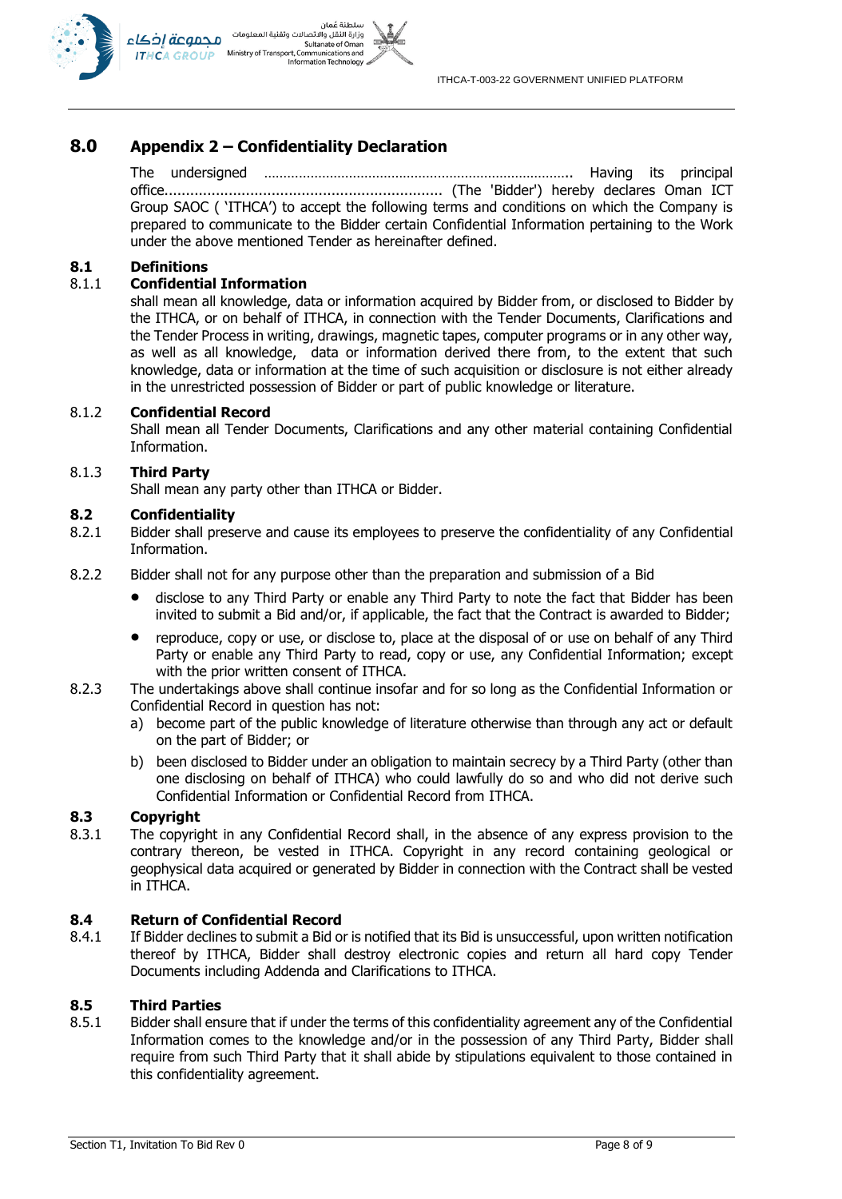# 8.0 Appendix 2 – Confidentiality Declaration

The undersigned …………………………………………………………………….. Having its principal office................................................................ (The 'Bidder') hereby declares Oman ICT Group SAOC ( 'ITHCA') to accept the following terms and conditions on which the Company is prepared to communicate to the Bidder certain Confidential Information pertaining to the Work under the above mentioned Tender as hereinafter defined.

## 8.1 Definitions

### 8.1.1 Confidential Information

shall mean all knowledge, data or information acquired by Bidder from, or disclosed to Bidder by the ITHCA, or on behalf of ITHCA, in connection with the Tender Documents, Clarifications and the Tender Process in writing, drawings, magnetic tapes, computer programs or in any other way, as well as all knowledge, data or information derived there from, to the extent that such knowledge, data or information at the time of such acquisition or disclosure is not either already in the unrestricted possession of Bidder or part of public knowledge or literature.

### 8.1.2 Confidential Record

Shall mean all Tender Documents, Clarifications and any other material containing Confidential Information.

### 8.1.3 Third Party

Shall mean any party other than ITHCA or Bidder.

## 8.2 Confidentiality

8.2.1 Bidder shall preserve and cause its employees to preserve the confidentiality of any Confidential Information.

8.2.2 Bidder shall not for any purpose other than the preparation and submission of a Bid

- disclose to any Third Party or enable any Third Party to note the fact that Bidder has been invited to submit a Bid and/or, if applicable, the fact that the Contract is awarded to Bidder;
- reproduce, copy or use, or disclose to, place at the disposal of or use on behalf of any Third Party or enable any Third Party to read, copy or use, any Confidential Information; except with the prior written consent of ITHCA.

8.2.3 The undertakings above shall continue insofar and for so long as the Confidential Information or Confidential Record in question has not:

a) become part of the public knowledge of literature otherwise than through any act or default on the part of Bidder; or

b) been disclosed to Bidder under an obligation to maintain secrecy by a Third Party (other than one disclosing on behalf of ITHCA) who could lawfully do so and who did not derive such Confidential Information or Confidential Record from ITHCA.

## 8.3 Copyright

8.3.1 The copyright in any Confidential Record shall, in the absence of any express provision to the contrary thereon, be vested in ITHCA. Copyright in any record containing geological or geophysical data acquired or generated by Bidder in connection with the Contract shall be vested in ITHCA.

## 8.4 Return of Confidential Record

8.4.1 If Bidder declines to submit a Bid or is notified that its Bid is unsuccessful, upon written notification thereof by ITHCA, Bidder shall destroy electronic copies and return all hard copy Tender Documents including Addenda and Clarifications to ITHCA.

## 8.5 Third Parties

8.5.1 Bidder shall ensure that if under the terms of this confidentiality agreement any of the Confidential Information comes to the knowledge and/or in the possession of any Third Party, Bidder shall require from such Third Party that it shall abide by stipulations equivalent to those contained in this confidentiality agreement.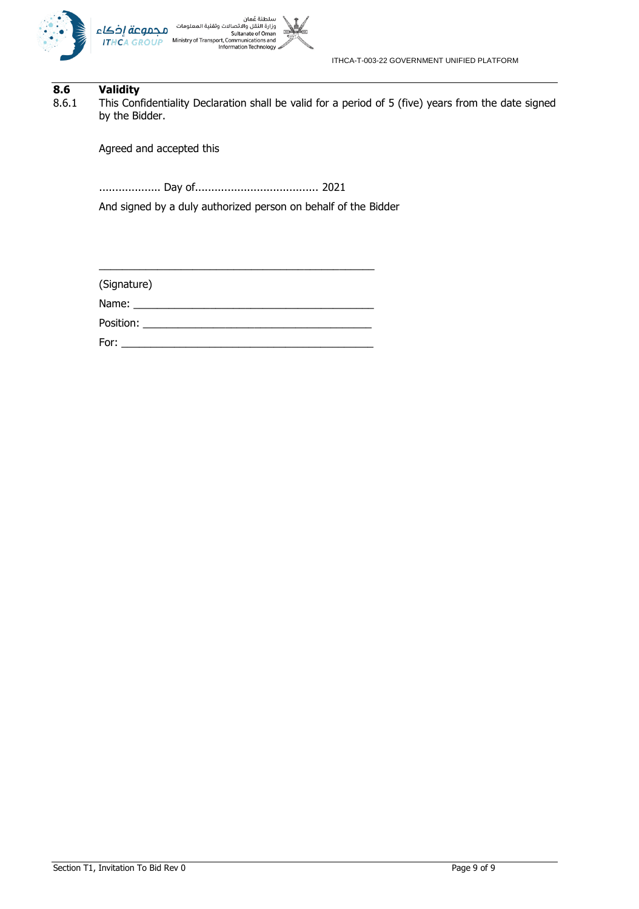## 8.6 Validity

8.6.1 This Confidentiality Declaration shall be valid for a period of 5 (five) years from the date signed by the Bidder.

Agreed and accepted this

.................. Day of...................................... 2021

And signed by a duly authorized person on behalf of the Bidder

_______________________________________________

(Signature)

Name: _________________________________________

Position: _______________________________________

For: ___________________________________________